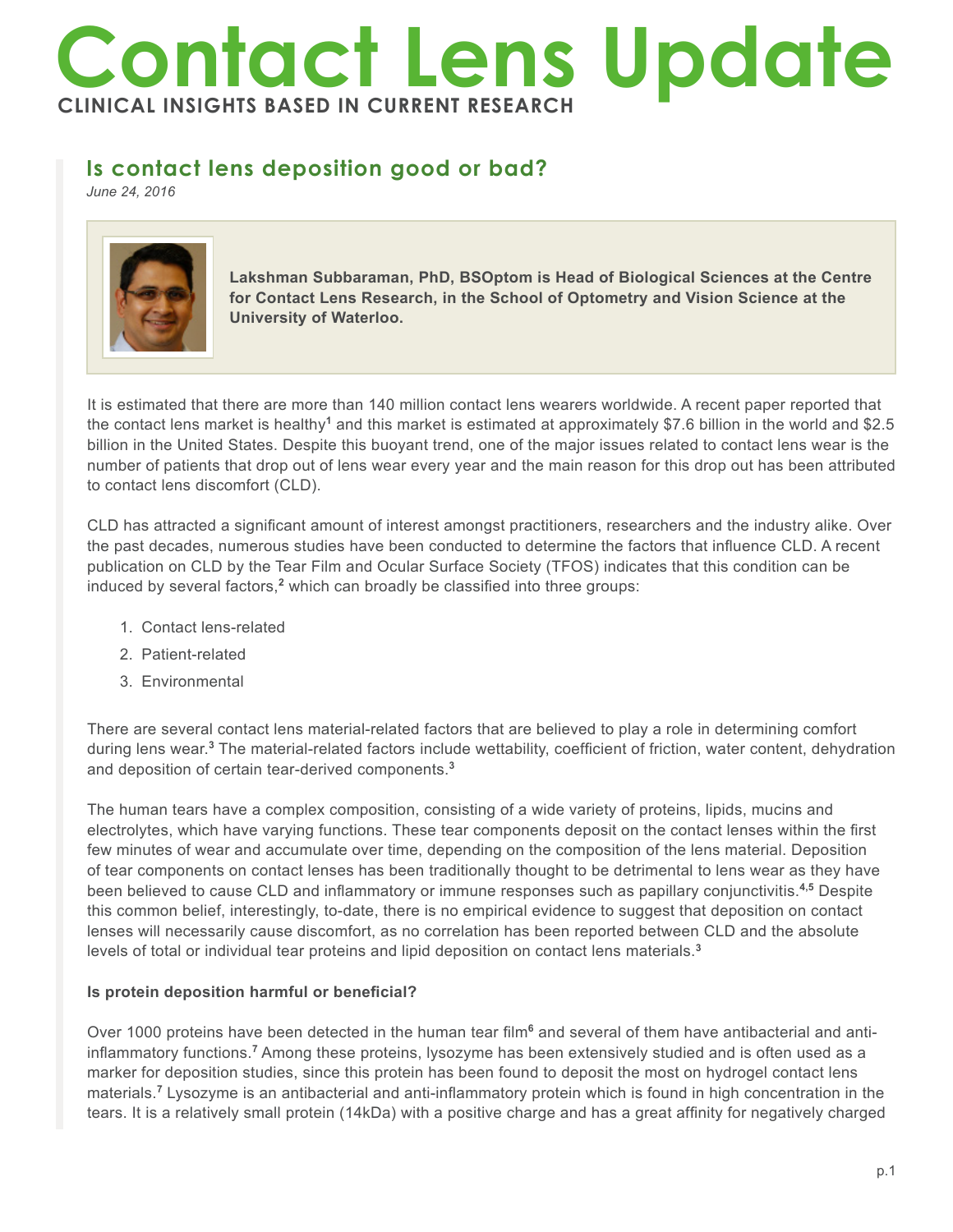# Contact Lens Update

**CLINICAL INSIGHTS BASED IN CURRENT RESEARCH**

## Is contact lens deposition good or bad?

*June 24, 2016*

**Lakshman Subbaraman, PhD, BSOptom is Head of Biological Sciences at the Centre for Contact Lens Research, in the School of Optometry and Vision Science at the University of Waterloo.**

It is estimated that there are more than 140 million contact lens wearers worldwide. A recent paper reported that the contact lens market is healthy[1] and this market is estimated at approximately $7.6 billion in the world and $2.5 billion in the United States. Despite this buoyant trend, one of the major issues related to contact lens wear is the number of patients that drop out of lens wear every year and the main reason for this drop out has been attributed to contact lens discomfort (CLD).

CLD has attracted a significant amount of interest amongst practitioners, researchers and the industry alike. Over the past decades, numerous studies have been conducted to determine the factors that influence CLD. A recent publication on CLD by the Tear Film and Ocular Surface Society (TFOS) indicates that this condition can be induced by several factors,[2] which can broadly be classified into three groups:

1. Contact lens-related
2. Patient-related
3. Environmental

There are several contact lens material-related factors that are believed to play a role in determining comfort during lens wear.[3] The material-related factors include wettability, coefficient of friction, water content, dehydration and deposition of certain tear-derived components.[3]

The human tears have a complex composition, consisting of a wide variety of proteins, lipids, mucins and electrolytes, which have varying functions. These tear components deposit on the contact lenses within the first few minutes of wear and accumulate over time, depending on the composition of the lens material. Deposition of tear components on contact lenses has been traditionally thought to be detrimental to lens wear as they have been believed to cause CLD and inflammatory or immune responses such as papillary conjunctivitis.[4,5] Despite this common belief, interestingly, to-date, there is no empirical evidence to suggest that deposition on contact lenses will necessarily cause discomfort, as no correlation has been reported between CLD and the absolute levels of total or individual tear proteins and lipid deposition on contact lens materials.[3]

**Is protein deposition harmful or beneficial?**

Over 1000 proteins have been detected in the human tear film[6] and several of them have antibacterial and anti-inflammatory functions.[7] Among these proteins, lysozyme has been extensively studied and is often used as a marker for deposition studies, since this protein has been found to deposit the most on hydrogel contact lens materials.[7] Lysozyme is an antibacterial and anti-inflammatory protein which is found in high concentration in the tears. It is a relatively small protein (14kDa) with a positive charge and has a great affinity for negatively charged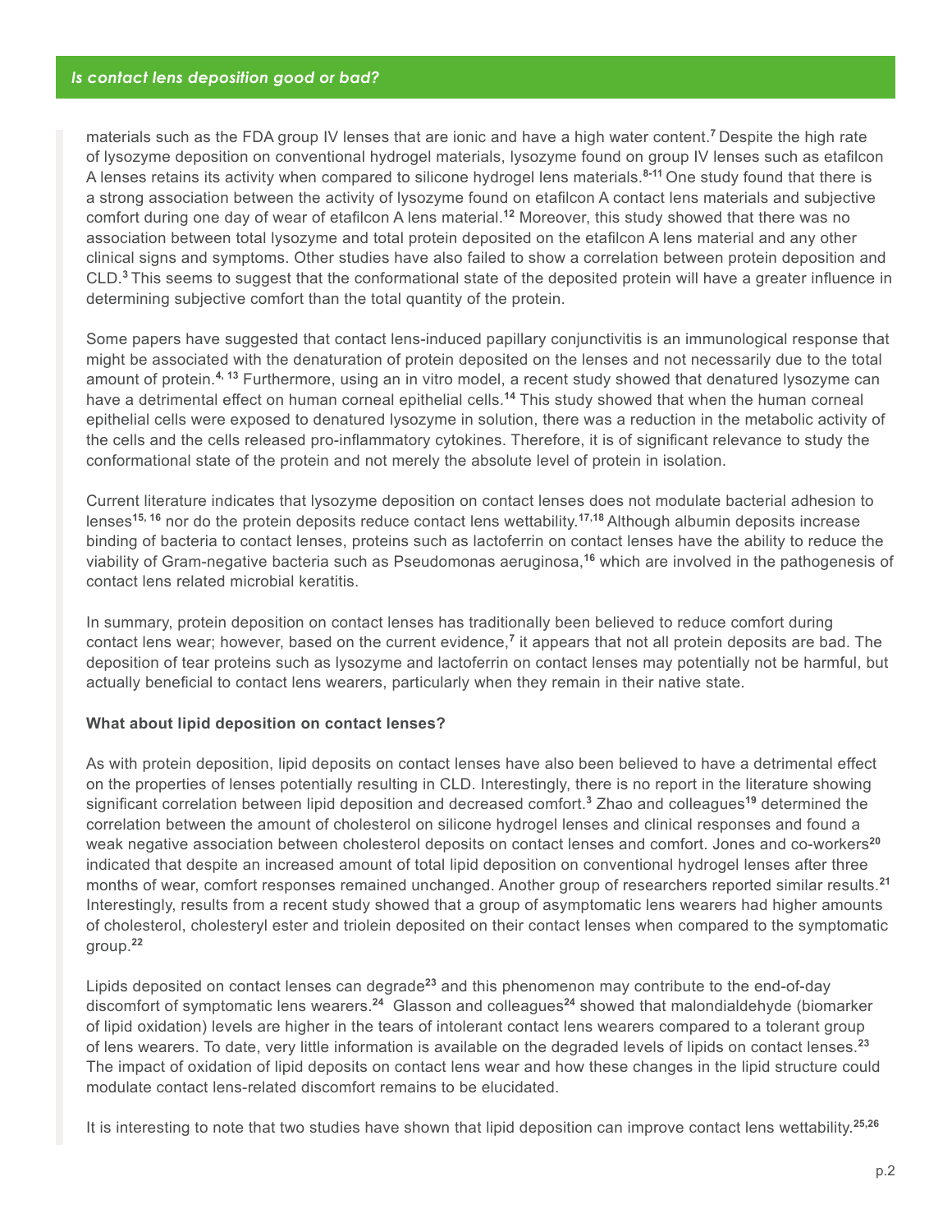materials such as the FDA group IV lenses that are ionic and have a high water content.[7] Despite the high rate of lysozyme deposition on conventional hydrogel materials, lysozyme found on group IV lenses such as etafilcon A lenses retains its activity when compared to silicone hydrogel lens materials.[8-11] One study found that there is a strong association between the activity of lysozyme found on etafilcon A contact lens materials and subjective comfort during one day of wear of etafilcon A lens material.[12] Moreover, this study showed that there was no association between total lysozyme and total protein deposited on the etafilcon A lens material and any other clinical signs and symptoms. Other studies have also failed to show a correlation between protein deposition and CLD.[3] This seems to suggest that the conformational state of the deposited protein will have a greater influence in determining subjective comfort than the total quantity of the protein.

Some papers have suggested that contact lens-induced papillary conjunctivitis is an immunological response that might be associated with the denaturation of protein deposited on the lenses and not necessarily due to the total amount of protein.[4, 13] Furthermore, using an in vitro model, a recent study showed that denatured lysozyme can have a detrimental effect on human corneal epithelial cells.[14] This study showed that when the human corneal epithelial cells were exposed to denatured lysozyme in solution, there was a reduction in the metabolic activity of the cells and the cells released pro-inflammatory cytokines. Therefore, it is of significant relevance to study the conformational state of the protein and not merely the absolute level of protein in isolation.

Current literature indicates that lysozyme deposition on contact lenses does not modulate bacterial adhesion to lenses[15, 16] nor do the protein deposits reduce contact lens wettability.[17,18] Although albumin deposits increase binding of bacteria to contact lenses, proteins such as lactoferrin on contact lenses have the ability to reduce the viability of Gram-negative bacteria such as Pseudomonas aeruginosa,[16] which are involved in the pathogenesis of contact lens related microbial keratitis.

In summary, protein deposition on contact lenses has traditionally been believed to reduce comfort during contact lens wear; however, based on the current evidence,[7] it appears that not all protein deposits are bad. The deposition of tear proteins such as lysozyme and lactoferrin on contact lenses may potentially not be harmful, but actually beneficial to contact lens wearers, particularly when they remain in their native state.

**What about lipid deposition on contact lenses?**

As with protein deposition, lipid deposits on contact lenses have also been believed to have a detrimental effect on the properties of lenses potentially resulting in CLD. Interestingly, there is no report in the literature showing significant correlation between lipid deposition and decreased comfort.[3] Zhao and colleagues[19] determined the correlation between the amount of cholesterol on silicone hydrogel lenses and clinical responses and found a weak negative association between cholesterol deposits on contact lenses and comfort. Jones and co-workers[20] indicated that despite an increased amount of total lipid deposition on conventional hydrogel lenses after three months of wear, comfort responses remained unchanged. Another group of researchers reported similar results.[21] Interestingly, results from a recent study showed that a group of asymptomatic lens wearers had higher amounts of cholesterol, cholesteryl ester and triolein deposited on their contact lenses when compared to the symptomatic group.[22]

Lipids deposited on contact lenses can degrade[23] and this phenomenon may contribute to the end-of-day discomfort of symptomatic lens wearers.[24] Glasson and colleagues[24] showed that malondialdehyde (biomarker of lipid oxidation) levels are higher in the tears of intolerant contact lens wearers compared to a tolerant group of lens wearers. To date, very little information is available on the degraded levels of lipids on contact lenses.[23] The impact of oxidation of lipid deposits on contact lens wear and how these changes in the lipid structure could modulate contact lens-related discomfort remains to be elucidated.

It is interesting to note that two studies have shown that lipid deposition can improve contact lens wettability.[25,26]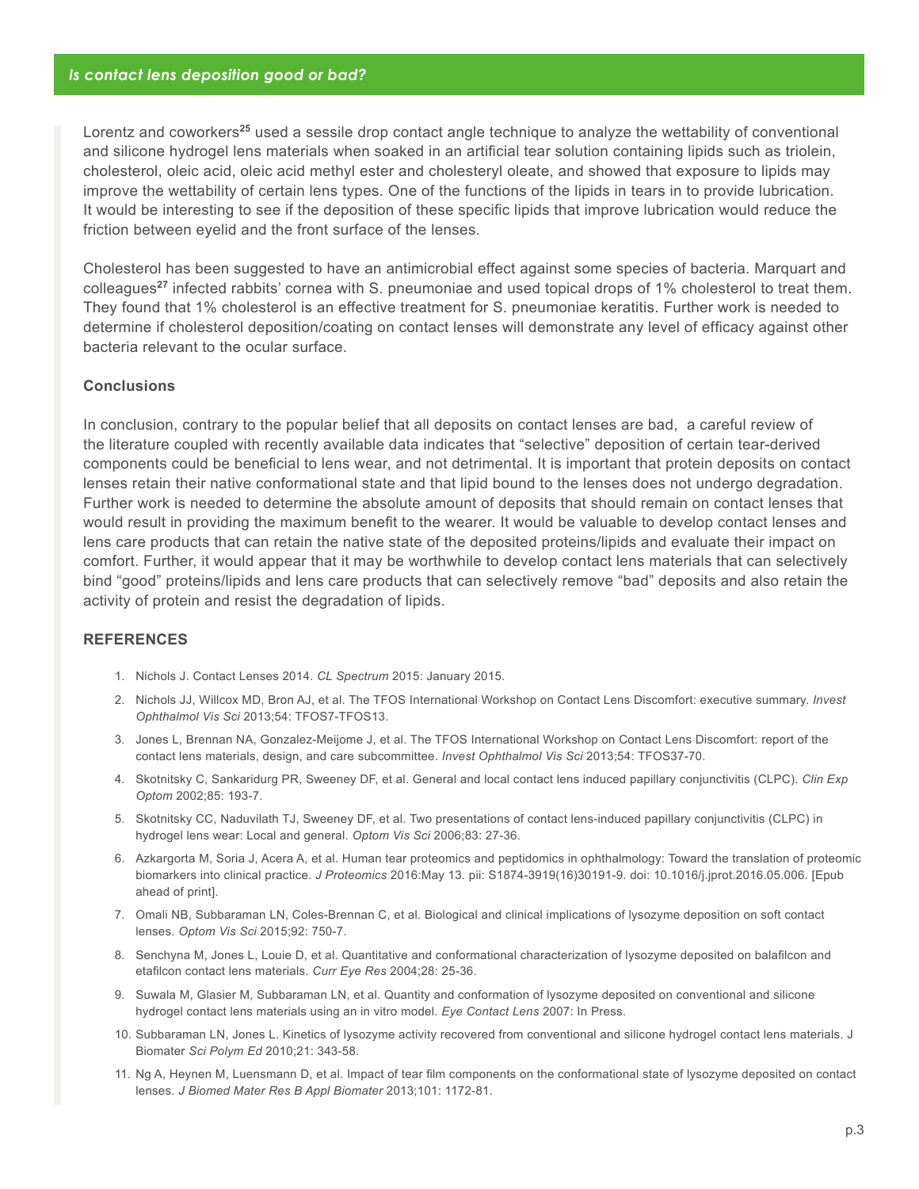Lorentz and coworkers[25] used a sessile drop contact angle technique to analyze the wettability of conventional and silicone hydrogel lens materials when soaked in an artificial tear solution containing lipids such as triolein, cholesterol, oleic acid, oleic acid methyl ester and cholesteryl oleate, and showed that exposure to lipids may improve the wettability of certain lens types. One of the functions of the lipids in tears in to provide lubrication. It would be interesting to see if the deposition of these specific lipids that improve lubrication would reduce the friction between eyelid and the front surface of the lenses.

Cholesterol has been suggested to have an antimicrobial effect against some species of bacteria. Marquart and colleagues[27] infected rabbits' cornea with S. pneumoniae and used topical drops of 1% cholesterol to treat them. They found that 1% cholesterol is an effective treatment for S. pneumoniae keratitis. Further work is needed to determine if cholesterol deposition/coating on contact lenses will demonstrate any level of efficacy against other bacteria relevant to the ocular surface.

### Conclusions

In conclusion, contrary to the popular belief that all deposits on contact lenses are bad, a careful review of the literature coupled with recently available data indicates that "selective" deposition of certain tear-derived components could be beneficial to lens wear, and not detrimental. It is important that protein deposits on contact lenses retain their native conformational state and that lipid bound to the lenses does not undergo degradation. Further work is needed to determine the absolute amount of deposits that should remain on contact lenses that would result in providing the maximum benefit to the wearer. It would be valuable to develop contact lenses and lens care products that can retain the native state of the deposited proteins/lipids and evaluate their impact on comfort. Further, it would appear that it may be worthwhile to develop contact lens materials that can selectively bind "good" proteins/lipids and lens care products that can selectively remove "bad" deposits and also retain the activity of protein and resist the degradation of lipids.

### REFERENCES

1. Nichols J. Contact Lenses 2014. *CL Spectrum* 2015: January 2015.
2. Nichols JJ, Willcox MD, Bron AJ, et al. The TFOS International Workshop on Contact Lens Discomfort: executive summary. *Invest Ophthalmol Vis Sci* 2013;54: TFOS7-TFOS13.
3. Jones L, Brennan NA, Gonzalez-Meijome J, et al. The TFOS International Workshop on Contact Lens Discomfort: report of the contact lens materials, design, and care subcommittee. *Invest Ophthalmol Vis Sci* 2013;54: TFOS37-70.
4. Skotnitsky C, Sankaridurg PR, Sweeney DF, et al. General and local contact lens induced papillary conjunctivitis (CLPC). *Clin Exp Optom* 2002;85: 193-7.
5. Skotnitsky CC, Naduvilath TJ, Sweeney DF, et al. Two presentations of contact lens-induced papillary conjunctivitis (CLPC) in hydrogel lens wear: Local and general. *Optom Vis Sci* 2006;83: 27-36.
6. Azkargorta M, Soria J, Acera A, et al. Human tear proteomics and peptidomics in ophthalmology: Toward the translation of proteomic biomarkers into clinical practice. *J Proteomics* 2016:May 13. pii: S1874-3919(16)30191-9. doi: 10.1016/j.jprot.2016.05.006. [Epub ahead of print].
7. Omali NB, Subbaraman LN, Coles-Brennan C, et al. Biological and clinical implications of lysozyme deposition on soft contact lenses. *Optom Vis Sci* 2015;92: 750-7.
8. Senchyna M, Jones L, Louie D, et al. Quantitative and conformational characterization of lysozyme deposited on balafilcon and etafilcon contact lens materials. *Curr Eye Res* 2004;28: 25-36.
9. Suwala M, Glasier M, Subbaraman LN, et al. Quantity and conformation of lysozyme deposited on conventional and silicone hydrogel contact lens materials using an in vitro model. *Eye Contact Lens* 2007: In Press.
10. Subbaraman LN, Jones L. Kinetics of lysozyme activity recovered from conventional and silicone hydrogel contact lens materials. J Biomater *Sci Polym Ed* 2010;21: 343-58.
11. Ng A, Heynen M, Luensmann D, et al. Impact of tear film components on the conformational state of lysozyme deposited on contact lenses. *J Biomed Mater Res B Appl Biomater* 2013;101: 1172-81.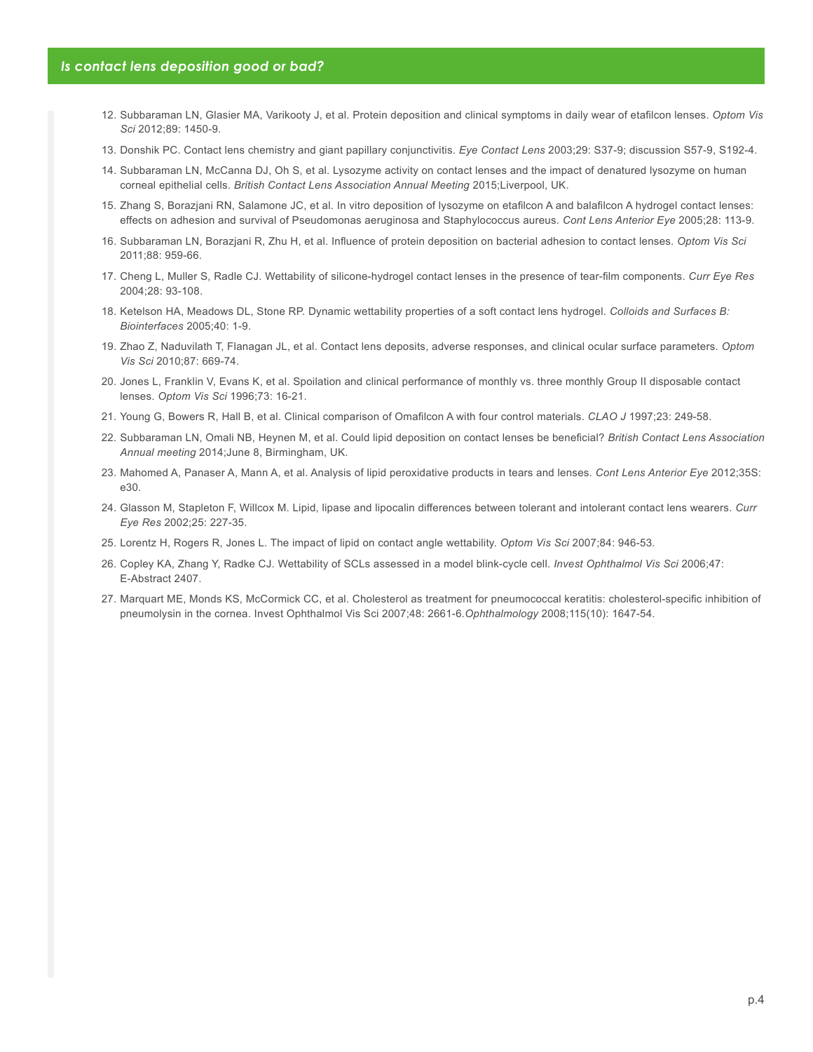12. Subbaraman LN, Glasier MA, Varikooty J, et al. Protein deposition and clinical symptoms in daily wear of etafilcon lenses. *Optom Vis Sci* 2012;89: 1450-9.
13. Donshik PC. Contact lens chemistry and giant papillary conjunctivitis. *Eye Contact Lens* 2003;29: S37-9; discussion S57-9, S192-4.
14. Subbaraman LN, McCanna DJ, Oh S, et al. Lysozyme activity on contact lenses and the impact of denatured lysozyme on human corneal epithelial cells. *British Contact Lens Association Annual Meeting* 2015;Liverpool, UK.
15. Zhang S, Borazjani RN, Salamone JC, et al. In vitro deposition of lysozyme on etafilcon A and balafilcon A hydrogel contact lenses: effects on adhesion and survival of Pseudomonas aeruginosa and Staphylococcus aureus. *Cont Lens Anterior Eye* 2005;28: 113-9.
16. Subbaraman LN, Borazjani R, Zhu H, et al. Influence of protein deposition on bacterial adhesion to contact lenses. *Optom Vis Sci* 2011;88: 959-66.
17. Cheng L, Muller S, Radle CJ. Wettability of silicone-hydrogel contact lenses in the presence of tear-film components. *Curr Eye Res* 2004;28: 93-108.
18. Ketelson HA, Meadows DL, Stone RP. Dynamic wettability properties of a soft contact lens hydrogel. *Colloids and Surfaces B: Biointerfaces* 2005;40: 1-9.
19. Zhao Z, Naduvilath T, Flanagan JL, et al. Contact lens deposits, adverse responses, and clinical ocular surface parameters. *Optom Vis Sci* 2010;87: 669-74.
20. Jones L, Franklin V, Evans K, et al. Spoilation and clinical performance of monthly vs. three monthly Group II disposable contact lenses. *Optom Vis Sci* 1996;73: 16-21.
21. Young G, Bowers R, Hall B, et al. Clinical comparison of Omafilcon A with four control materials. *CLAO J* 1997;23: 249-58.
22. Subbaraman LN, Omali NB, Heynen M, et al. Could lipid deposition on contact lenses be beneficial? *British Contact Lens Association Annual meeting* 2014;June 8, Birmingham, UK.
23. Mahomed A, Panaser A, Mann A, et al. Analysis of lipid peroxidative products in tears and lenses. *Cont Lens Anterior Eye* 2012;35S: e30.
24. Glasson M, Stapleton F, Willcox M. Lipid, lipase and lipocalin differences between tolerant and intolerant contact lens wearers. *Curr Eye Res* 2002;25: 227-35.
25. Lorentz H, Rogers R, Jones L. The impact of lipid on contact angle wettability. *Optom Vis Sci* 2007;84: 946-53.
26. Copley KA, Zhang Y, Radke CJ. Wettability of SCLs assessed in a model blink-cycle cell. *Invest Ophthalmol Vis Sci* 2006;47: E-Abstract 2407.
27. Marquart ME, Monds KS, McCormick CC, et al. Cholesterol as treatment for pneumococcal keratitis: cholesterol-specific inhibition of pneumolysin in the cornea. Invest Ophthalmol Vis Sci 2007;48: 2661-6.*Ophthalmology* 2008;115(10): 1647-54.